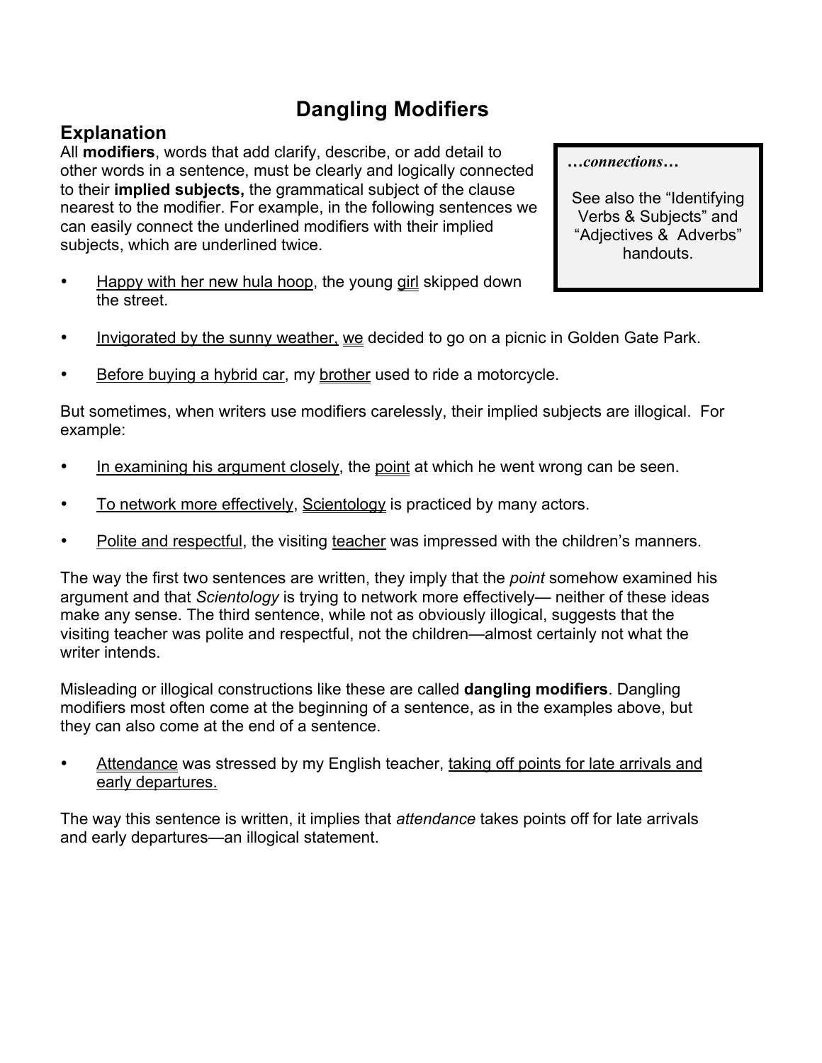# Dangling Modifiers

## Explanation

All **modifiers**, words that add clarify, describe, or add detail to other words in a sentence, must be clearly and logically connected to their **implied subjects,** the grammatical subject of the clause nearest to the modifier. For example, in the following sentences we can easily connect the underlined modifiers with their implied subjects, which are underlined twice.

> ***…connections…***
>
> See also the "Identifying Verbs & Subjects" and "Adjectives & Adverbs" handouts.

- Happy with her new hula hoop, the young girl skipped down the street.
- Invigorated by the sunny weather, we decided to go on a picnic in Golden Gate Park.
- Before buying a hybrid car, my brother used to ride a motorcycle.

But sometimes, when writers use modifiers carelessly, their implied subjects are illogical. For example:

- In examining his argument closely, the point at which he went wrong can be seen.
- To network more effectively, Scientology is practiced by many actors.
- Polite and respectful, the visiting teacher was impressed with the children's manners.

The way the first two sentences are written, they imply that the *point* somehow examined his argument and that *Scientology* is trying to network more effectively— neither of these ideas make any sense. The third sentence, while not as obviously illogical, suggests that the visiting teacher was polite and respectful, not the children—almost certainly not what the writer intends.

Misleading or illogical constructions like these are called **dangling modifiers**. Dangling modifiers most often come at the beginning of a sentence, as in the examples above, but they can also come at the end of a sentence.

- Attendance was stressed by my English teacher, taking off points for late arrivals and early departures.

The way this sentence is written, it implies that *attendance* takes points off for late arrivals and early departures—an illogical statement.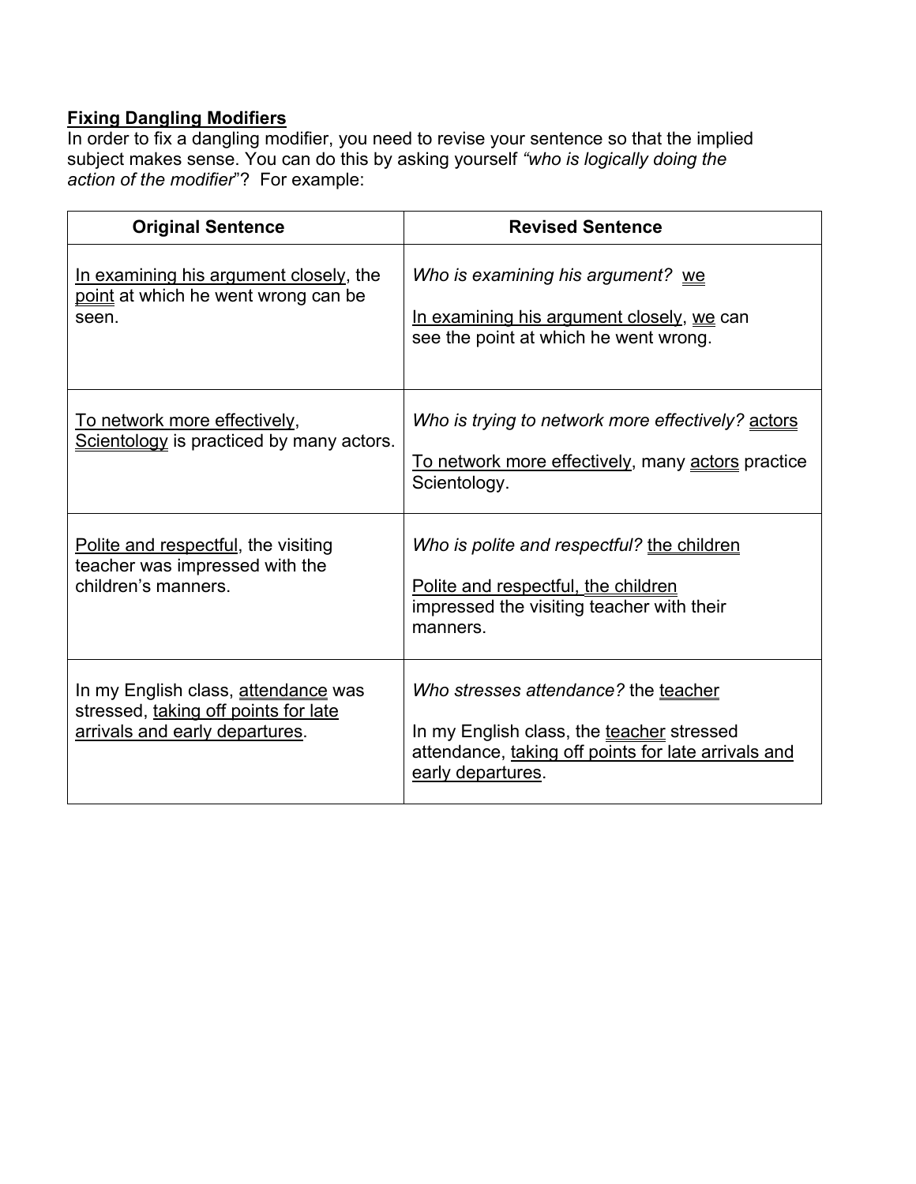**Fixing Dangling Modifiers**

In order to fix a dangling modifier, you need to revise your sentence so that the implied subject makes sense. You can do this by asking yourself *"who is logically doing the action of the modifier*"? For example:

| Original Sentence | Revised Sentence |
|---|---|
| In examining his argument closely, the point at which he went wrong can be seen. | *Who is examining his argument?* we<br><br>In examining his argument closely, we can see the point at which he went wrong. |
| To network more effectively, Scientology is practiced by many actors. | *Who is trying to network more effectively?* actors<br><br>To network more effectively, many actors practice Scientology. |
| Polite and respectful, the visiting teacher was impressed with the children's manners. | *Who is polite and respectful?* the children<br><br>Polite and respectful, the children impressed the visiting teacher with their manners. |
| In my English class, attendance was stressed, taking off points for late arrivals and early departures. | *Who stresses attendance?* the teacher<br><br>In my English class, the teacher stressed attendance, taking off points for late arrivals and early departures. |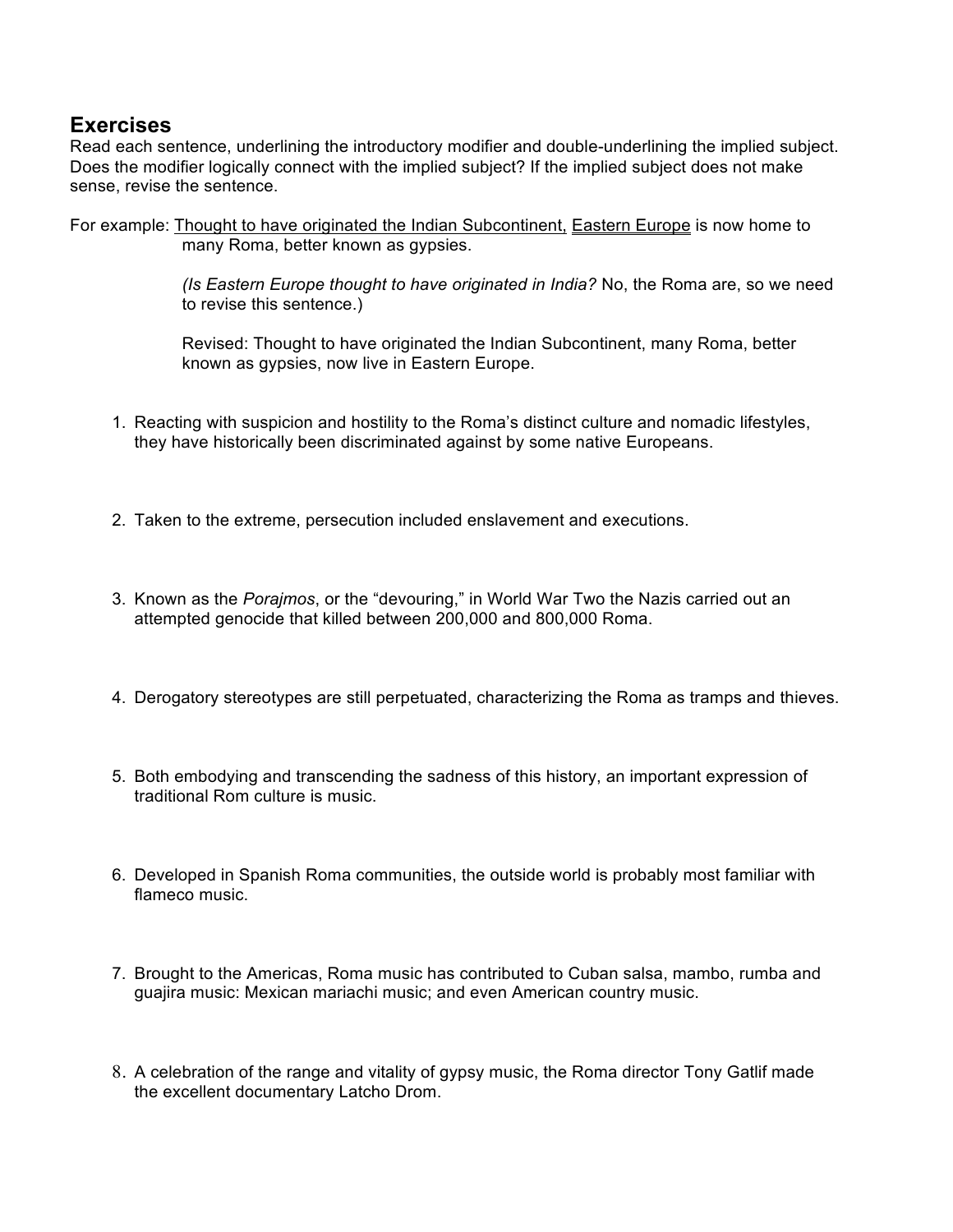## Exercises

Read each sentence, underlining the introductory modifier and double-underlining the implied subject. Does the modifier logically connect with the implied subject? If the implied subject does not make sense, revise the sentence.

For example: Thought to have originated the Indian Subcontinent, Eastern Europe is now home to many Roma, better known as gypsies.

> *(Is Eastern Europe thought to have originated in India?* No, the Roma are, so we need to revise this sentence.)
>
> Revised: Thought to have originated the Indian Subcontinent, many Roma, better known as gypsies, now live in Eastern Europe.

1. Reacting with suspicion and hostility to the Roma's distinct culture and nomadic lifestyles, they have historically been discriminated against by some native Europeans.

2. Taken to the extreme, persecution included enslavement and executions.

3. Known as the *Porajmos*, or the "devouring," in World War Two the Nazis carried out an attempted genocide that killed between 200,000 and 800,000 Roma.

4. Derogatory stereotypes are still perpetuated, characterizing the Roma as tramps and thieves.

5. Both embodying and transcending the sadness of this history, an important expression of traditional Rom culture is music.

6. Developed in Spanish Roma communities, the outside world is probably most familiar with flameco music.

7. Brought to the Americas, Roma music has contributed to Cuban salsa, mambo, rumba and guajira music: Mexican mariachi music; and even American country music.

8. A celebration of the range and vitality of gypsy music, the Roma director Tony Gatlif made the excellent documentary Latcho Drom.